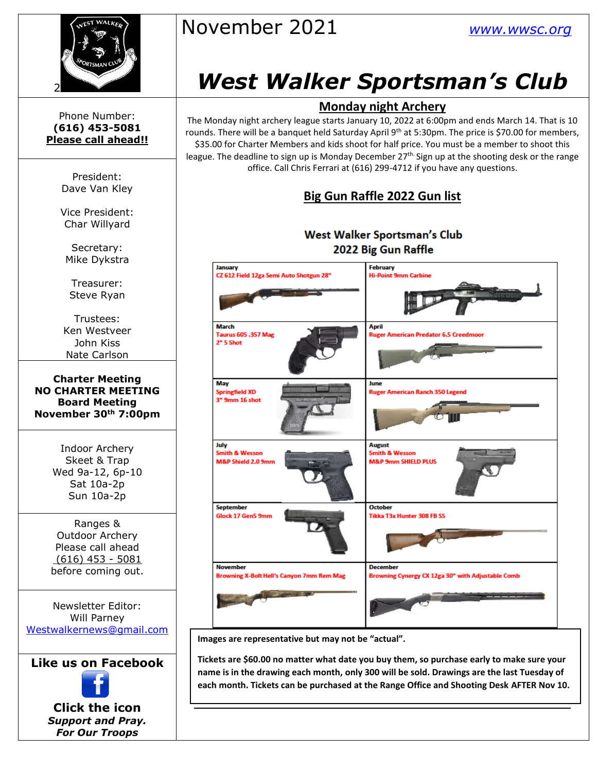# November 2021

www.wwsc.org

# West Walker Sportsman's Club

Phone Number:
**(616) 453-5081**
**Please call ahead!!**

President:
Dave Van Kley

Vice President:
Char Willyard

Secretary:
Mike Dykstra

Treasurer:
Steve Ryan

Trustees:
Ken Westveer
John Kiss
Nate Carlson

**Charter Meeting**
**NO CHARTER MEETING**
**Board Meeting**
**November 30th 7:00pm**

Indoor Archery
Skeet & Trap
Wed 9a-12, 6p-10
Sat 10a-2p
Sun 10a-2p

Ranges &
Outdoor Archery
Please call ahead
(616) 453 - 5081
before coming out.

Newsletter Editor:
Will Parney
Westwalkernews@gmail.com

**Like us on Facebook**

**Click the icon**
***Support and Pray.***
***For Our Troops***

## Monday night Archery

The Monday night archery league starts January 10, 2022 at 6:00pm and ends March 14. That is 10 rounds. There will be a banquet held Saturday April 9th at 5:30pm. The price is $70.00 for members, $35.00 for Charter Members and kids shoot for half price. You must be a member to shoot this league. The deadline to sign up is Monday December 27th. Sign up at the shooting desk or the range office. Call Chris Ferrari at (616) 299-4712 if you have any questions.

## Big Gun Raffle 2022 Gun list

### West Walker Sportsman's Club 2022 Big Gun Raffle

| Month | Gun | Month | Gun |
|---|---|---|---|
| January | CZ 612 Field 12ga Semi Auto Shotgun 28" | February | Hi-Point 9mm Carbine |
| March | Taurus 605 .357 Mag 2" 5 Shot | April | Ruger American Predator 6.5 Creedmoor |
| May | Springfield XD 3" 9mm 16 shot | June | Ruger American Ranch 350 Legend |
| July | Smith & Wesson M&P Shield 2.0 9mm | August | Smith & Wesson M&P 9mm SHIELD PLUS |
| September | Glock 17 Gen5 9mm | October | Tikka T3x Hunter 308 FB SS |
| November | Browning X-Bolt Hell's Canyon 7mm Rem Mag | December | Browning Cynergy CX 12ga 30" with Adjustable Comb |

**Images are representative but may not be "actual".**

**Tickets are $60.00 no matter what date you buy them, so purchase early to make sure your name is in the drawing each month, only 300 will be sold. Drawings are the last Tuesday of each month. Tickets can be purchased at the Range Office and Shooting Desk AFTER Nov 10.**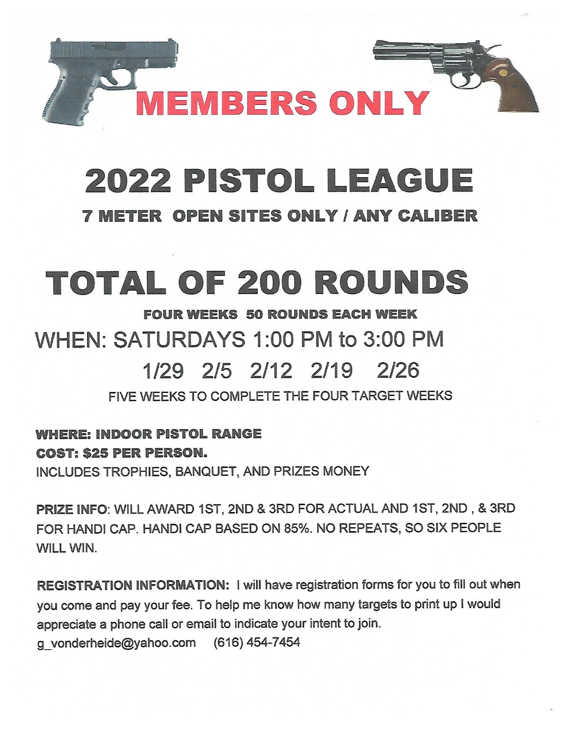# MEMBERS ONLY

# 2022 PISTOL LEAGUE

### 7 METER OPEN SITES ONLY / ANY CALIBER

# TOTAL OF 200 ROUNDS

**FOUR WEEKS 50 ROUNDS EACH WEEK**

## WHEN: SATURDAYS 1:00 PM to 3:00 PM

## 1/29 2/5 2/12 2/19 2/26

FIVE WEEKS TO COMPLETE THE FOUR TARGET WEEKS

**WHERE: INDOOR PISTOL RANGE**

**COST: $25 PER PERSON.**

INCLUDES TROPHIES, BANQUET, AND PRIZES MONEY

**PRIZE INFO**: WILL AWARD 1ST, 2ND & 3RD FOR ACTUAL AND 1ST, 2ND , & 3RD FOR HANDI CAP. HANDI CAP BASED ON 85%. NO REPEATS, SO SIX PEOPLE WILL WIN.

**REGISTRATION INFORMATION:** I will have registration forms for you to fill out when you come and pay your fee. To help me know how many targets to print up I would appreciate a phone call or email to indicate your intent to join.

g_vonderheide@yahoo.com (616) 454-7454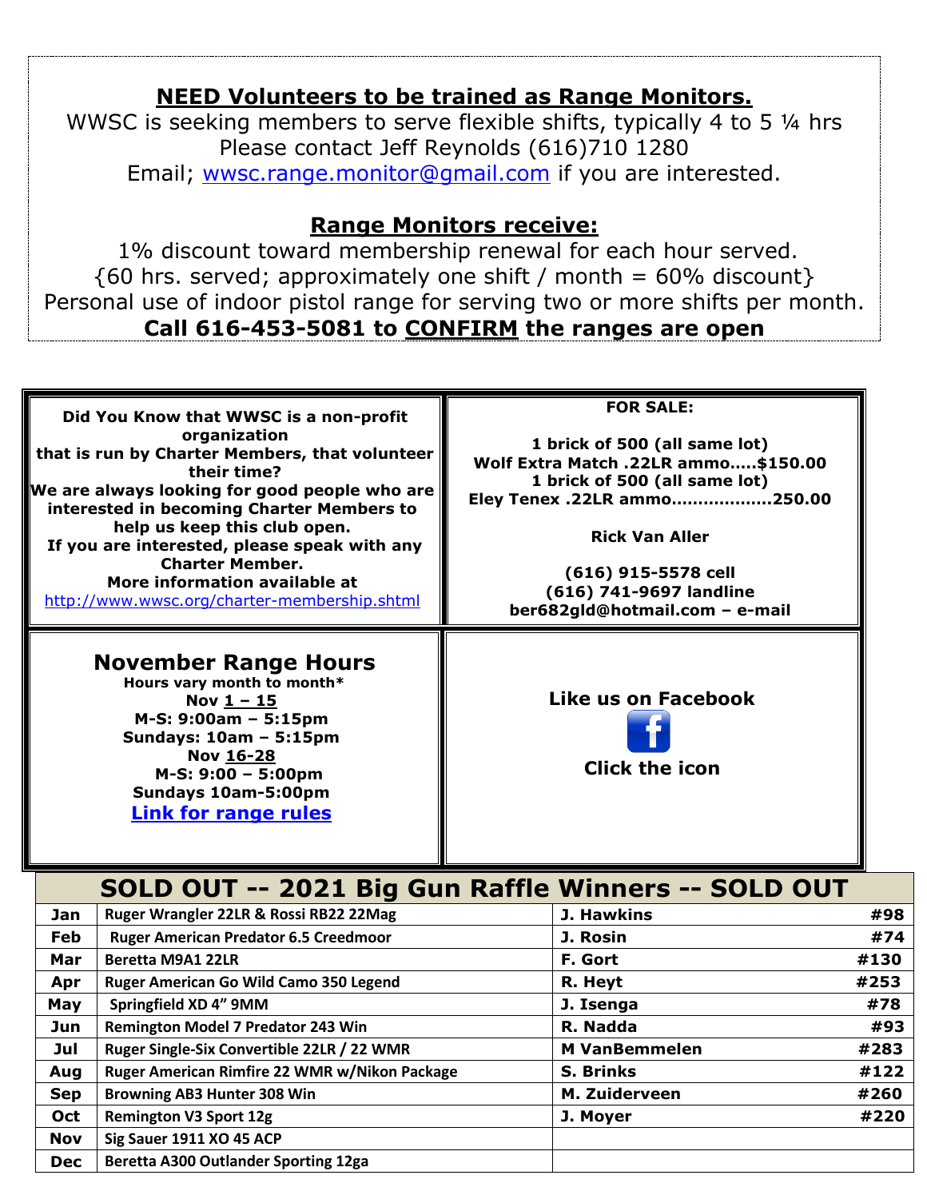## NEED Volunteers to be trained as Range Monitors.

WWSC is seeking members to serve flexible shifts, typically 4 to 5 ¼ hrs
Please contact Jeff Reynolds (616)710 1280
Email; wwsc.range.monitor@gmail.com if you are interested.

## Range Monitors receive:

1% discount toward membership renewal for each hour served.
{60 hrs. served; approximately one shift / month = 60% discount}
Personal use of indoor pistol range for serving two or more shifts per month.

**Call 616-453-5081 to CONFIRM the ranges are open**

**Did You Know that WWSC is a non-profit organization that is run by Charter Members, that volunteer their time?**
**We are always looking for good people who are interested in becoming Charter Members to help us keep this club open.**
**If you are interested, please speak with any Charter Member.**
**More information available at**
http://www.wwsc.org/charter-membership.shtml

**FOR SALE:**

**1 brick of 500 (all same lot)**
**Wolf Extra Match .22LR ammo.....$150.00**
**1 brick of 500 (all same lot)**
**Eley Tenex .22LR ammo..................250.00**

**Rick Van Aller**

**(616) 915-5578 cell**
**(616) 741-9697 landline**
**ber682gld@hotmail.com – e-mail**

### November Range Hours

**Hours vary month to month\***
**Nov 1 – 15**
**M-S: 9:00am – 5:15pm**
**Sundays: 10am – 5:15pm**
**Nov 16-28**
**M-S: 9:00 – 5:00pm**
**Sundays 10am-5:00pm**
**Link for range rules**

**Like us on Facebook**

**Click the icon**

## SOLD OUT -- 2021 Big Gun Raffle Winners -- SOLD OUT

| Month | Prize | Winner | Ticket |
|---|---|---|---|
| Jan | Ruger Wrangler 22LR & Rossi RB22 22Mag | J. Hawkins | #98 |
| Feb | Ruger American Predator 6.5 Creedmoor | J. Rosin | #74 |
| Mar | Beretta M9A1 22LR | F. Gort | #130 |
| Apr | Ruger American Go Wild Camo 350 Legend | R. Heyt | #253 |
| May | Springfield XD 4" 9MM | J. Isenga | #78 |
| Jun | Remington Model 7 Predator 243 Win | R. Nadda | #93 |
| Jul | Ruger Single-Six Convertible 22LR / 22 WMR | M VanBemmelen | #283 |
| Aug | Ruger American Rimfire 22 WMR w/Nikon Package | S. Brinks | #122 |
| Sep | Browning AB3 Hunter 308 Win | M. Zuiderveen | #260 |
| Oct | Remington V3 Sport 12g | J. Moyer | #220 |
| Nov | Sig Sauer 1911 XO 45 ACP | | |
| Dec | Beretta A300 Outlander Sporting 12ga | | |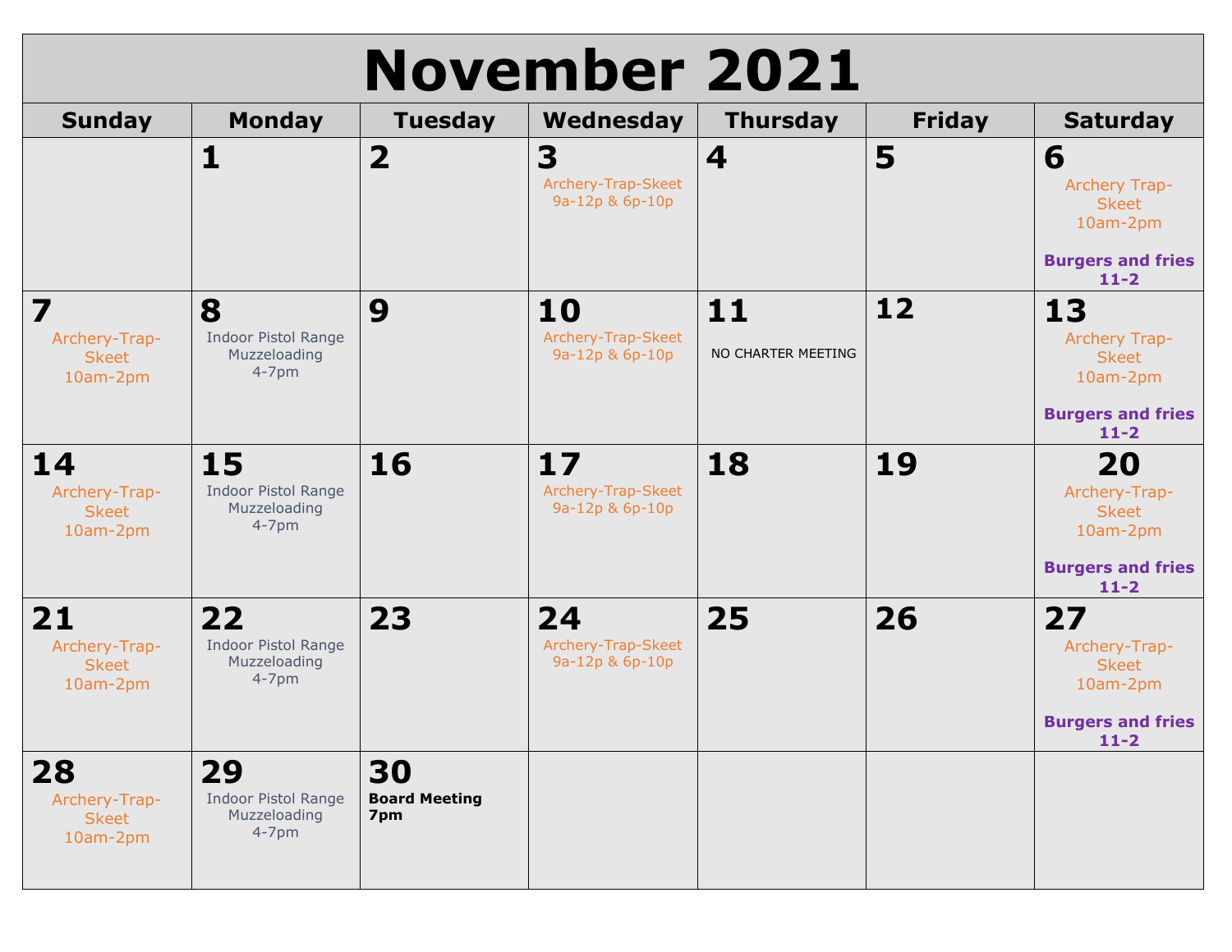# November 2021

| Sunday | Monday | Tuesday | Wednesday | Thursday | Friday | Saturday |
|---|---|---|---|---|---|---|
| | **1** | **2** | **3** Archery-Trap-Skeet 9a-12p & 6p-10p | **4** | **5** | **6** Archery Trap-Skeet 10am-2pm **Burgers and fries 11-2** |
| **7** Archery-Trap-Skeet 10am-2pm | **8** Indoor Pistol Range Muzzeloading 4-7pm | **9** | **10** Archery-Trap-Skeet 9a-12p & 6p-10p | **11** NO CHARTER MEETING | **12** | **13** Archery Trap-Skeet 10am-2pm **Burgers and fries 11-2** |
| **14** Archery-Trap-Skeet 10am-2pm | **15** Indoor Pistol Range Muzzeloading 4-7pm | **16** | **17** Archery-Trap-Skeet 9a-12p & 6p-10p | **18** | **19** | **20** Archery-Trap-Skeet 10am-2pm **Burgers and fries 11-2** |
| **21** Archery-Trap-Skeet 10am-2pm | **22** Indoor Pistol Range Muzzeloading 4-7pm | **23** | **24** Archery-Trap-Skeet 9a-12p & 6p-10p | **25** | **26** | **27** Archery-Trap-Skeet 10am-2pm **Burgers and fries 11-2** |
| **28** Archery-Trap-Skeet 10am-2pm | **29** Indoor Pistol Range Muzzeloading 4-7pm | **30** **Board Meeting 7pm** | | | | |